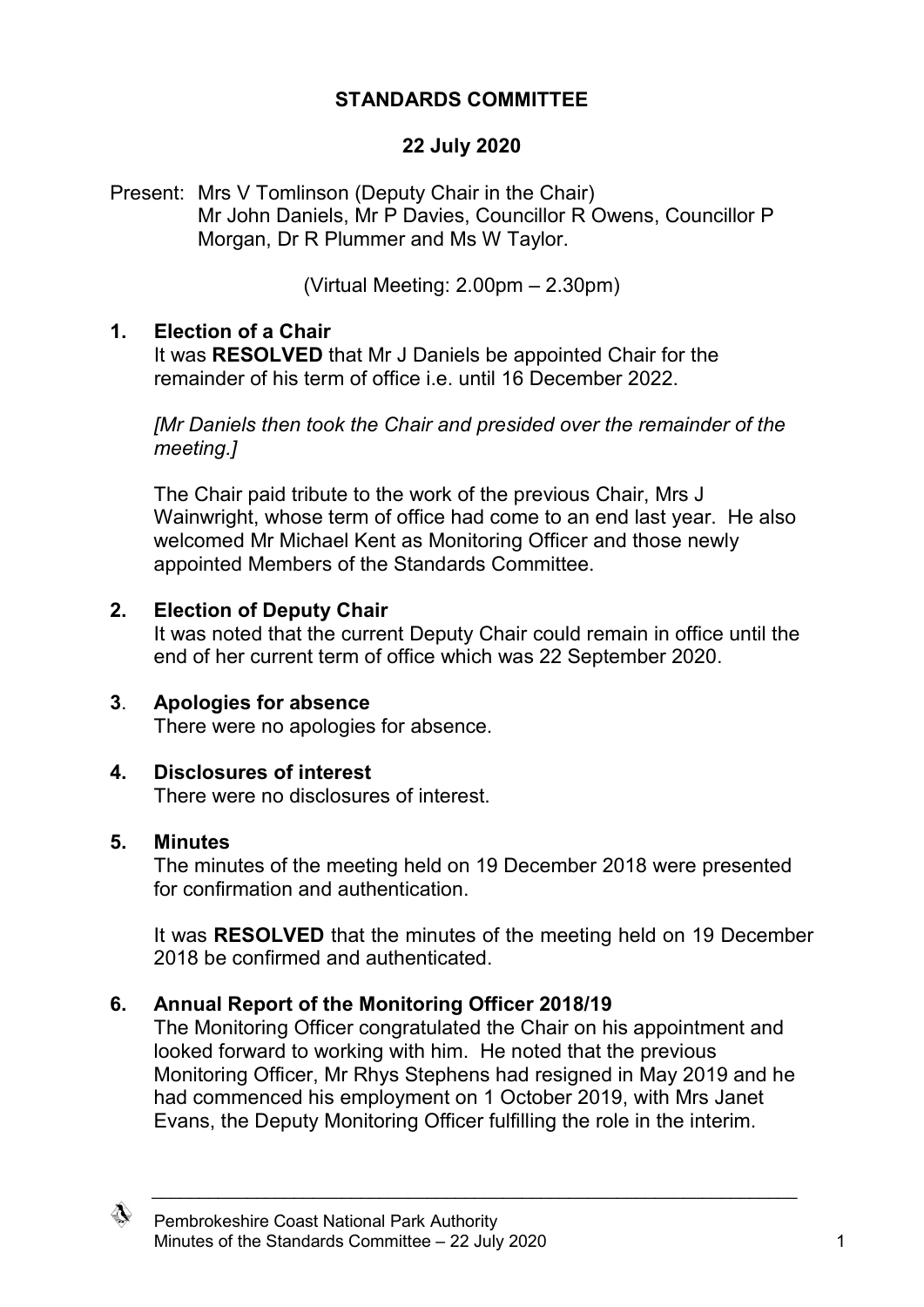# STANDARDS COMMITTEE

## 22 July 2020

Present: Mrs V Tomlinson (Deputy Chair in the Chair)
Mr John Daniels, Mr P Davies, Councillor R Owens, Councillor P Morgan, Dr R Plummer and Ms W Taylor.

(Virtual Meeting: 2.00pm – 2.30pm)

### 1. Election of a Chair

It was **RESOLVED** that Mr J Daniels be appointed Chair for the remainder of his term of office i.e. until 16 December 2022.

*[Mr Daniels then took the Chair and presided over the remainder of the meeting.]*

The Chair paid tribute to the work of the previous Chair, Mrs J Wainwright, whose term of office had come to an end last year. He also welcomed Mr Michael Kent as Monitoring Officer and those newly appointed Members of the Standards Committee.

### 2. Election of Deputy Chair

It was noted that the current Deputy Chair could remain in office until the end of her current term of office which was 22 September 2020.

### 3. Apologies for absence

There were no apologies for absence.

### 4. Disclosures of interest

There were no disclosures of interest.

### 5. Minutes

The minutes of the meeting held on 19 December 2018 were presented for confirmation and authentication.

It was **RESOLVED** that the minutes of the meeting held on 19 December 2018 be confirmed and authenticated.

### 6. Annual Report of the Monitoring Officer 2018/19

The Monitoring Officer congratulated the Chair on his appointment and looked forward to working with him. He noted that the previous Monitoring Officer, Mr Rhys Stephens had resigned in May 2019 and he had commenced his employment on 1 October 2019, with Mrs Janet Evans, the Deputy Monitoring Officer fulfilling the role in the interim.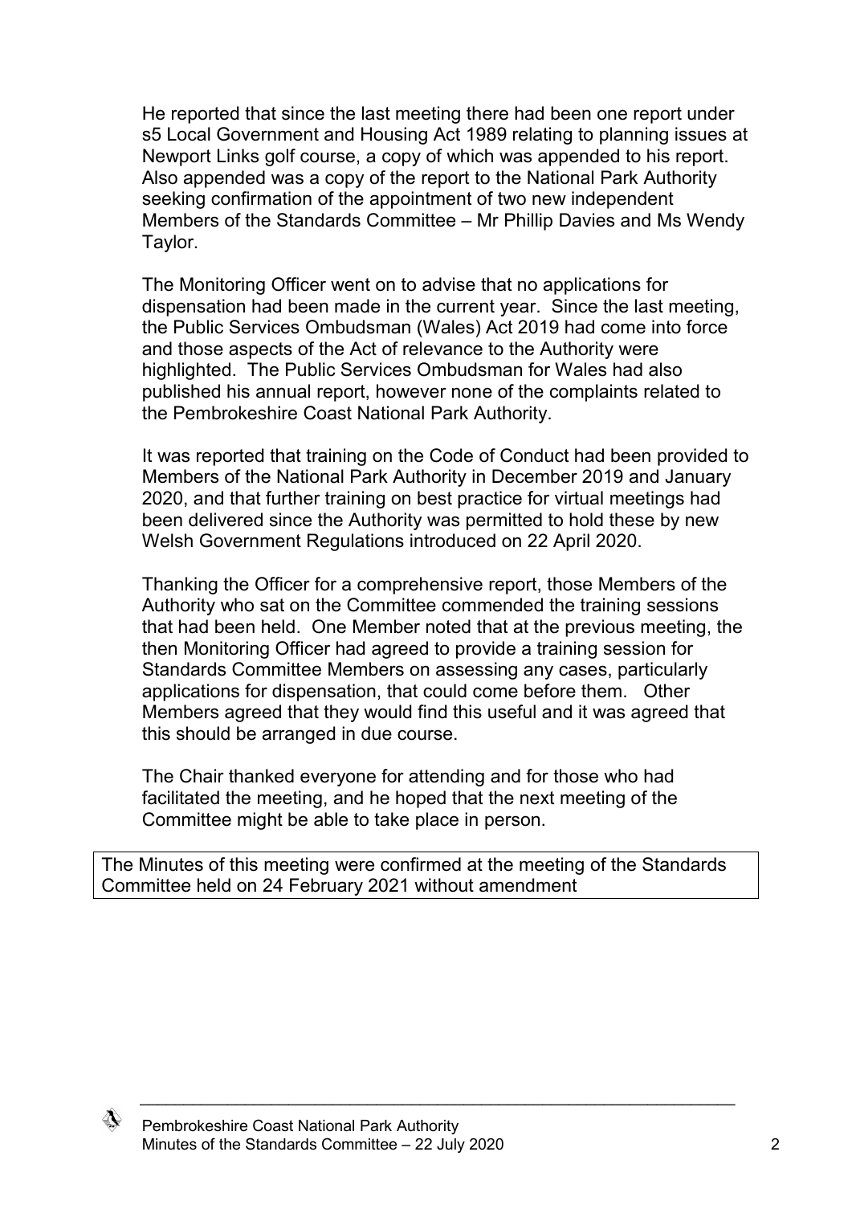He reported that since the last meeting there had been one report under s5 Local Government and Housing Act 1989 relating to planning issues at Newport Links golf course, a copy of which was appended to his report. Also appended was a copy of the report to the National Park Authority seeking confirmation of the appointment of two new independent Members of the Standards Committee – Mr Phillip Davies and Ms Wendy Taylor.

The Monitoring Officer went on to advise that no applications for dispensation had been made in the current year. Since the last meeting, the Public Services Ombudsman (Wales) Act 2019 had come into force and those aspects of the Act of relevance to the Authority were highlighted. The Public Services Ombudsman for Wales had also published his annual report, however none of the complaints related to the Pembrokeshire Coast National Park Authority.

It was reported that training on the Code of Conduct had been provided to Members of the National Park Authority in December 2019 and January 2020, and that further training on best practice for virtual meetings had been delivered since the Authority was permitted to hold these by new Welsh Government Regulations introduced on 22 April 2020.

Thanking the Officer for a comprehensive report, those Members of the Authority who sat on the Committee commended the training sessions that had been held. One Member noted that at the previous meeting, the then Monitoring Officer had agreed to provide a training session for Standards Committee Members on assessing any cases, particularly applications for dispensation, that could come before them. Other Members agreed that they would find this useful and it was agreed that this should be arranged in due course.

The Chair thanked everyone for attending and for those who had facilitated the meeting, and he hoped that the next meeting of the Committee might be able to take place in person.

The Minutes of this meeting were confirmed at the meeting of the Standards Committee held on 24 February 2021 without amendment